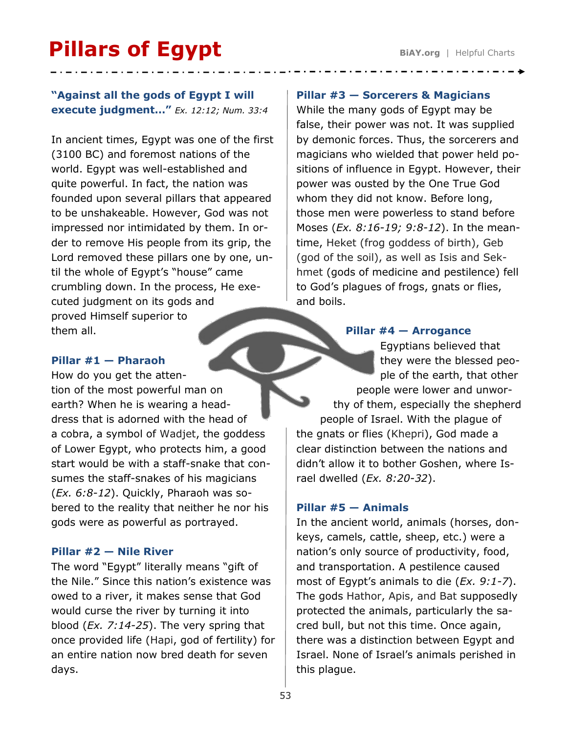# Pillars of Egypt

**"Against all the gods of Egypt I will execute judgment..."** *Ex. 12:12; Num. 33:4*

In ancient times, Egypt was one of the first (3100 BC) and foremost nations of the world. Egypt was well-established and quite powerful. In fact, the nation was founded upon several pillars that appeared to be unshakeable. However, God was not impressed nor intimidated by them. In order to remove His people from its grip, the Lord removed these pillars one by one, until the whole of Egypt's "house" came crumbling down. In the process, He executed judgment on its gods and proved Himself superior to them all.

### Pillar #1 — Pharaoh

How do you get the attention of the most powerful man on earth? When he is wearing a headdress that is adorned with the head of a cobra, a symbol of Wadjet, the goddess of Lower Egypt, who protects him, a good start would be with a staff-snake that consumes the staff-snakes of his magicians (*Ex. 6:8-12*). Quickly, Pharaoh was sobered to the reality that neither he nor his gods were as powerful as portrayed.

### Pillar #2 — Nile River

The word "Egypt" literally means "gift of the Nile." Since this nation's existence was owed to a river, it makes sense that God would curse the river by turning it into blood (*Ex. 7:14-25*). The very spring that once provided life (Hapi, god of fertility) for an entire nation now bred death for seven days.

### Pillar #3 — Sorcerers & Magicians

While the many gods of Egypt may be false, their power was not. It was supplied by demonic forces. Thus, the sorcerers and magicians who wielded that power held positions of influence in Egypt. However, their power was ousted by the One True God whom they did not know. Before long, those men were powerless to stand before Moses (*Ex. 8:16-19; 9:8-12*). In the meantime, Heket (frog goddess of birth), Geb (god of the soil), as well as Isis and Sekhmet (gods of medicine and pestilence) fell to God's plagues of frogs, gnats or flies, and boils.

### Pillar #4 — Arrogance

Egyptians believed that they were the blessed people of the earth, that other people were lower and unworthy of them, especially the shepherd people of Israel. With the plague of the gnats or flies (Khepri), God made a clear distinction between the nations and didn't allow it to bother Goshen, where Israel dwelled (*Ex. 8:20-32*).

### Pillar #5 — Animals

In the ancient world, animals (horses, donkeys, camels, cattle, sheep, etc.) were a nation's only source of productivity, food, and transportation. A pestilence caused most of Egypt's animals to die (*Ex. 9:1-7*). The gods Hathor, Apis, and Bat supposedly protected the animals, particularly the sacred bull, but not this time. Once again, there was a distinction between Egypt and Israel. None of Israel's animals perished in this plague.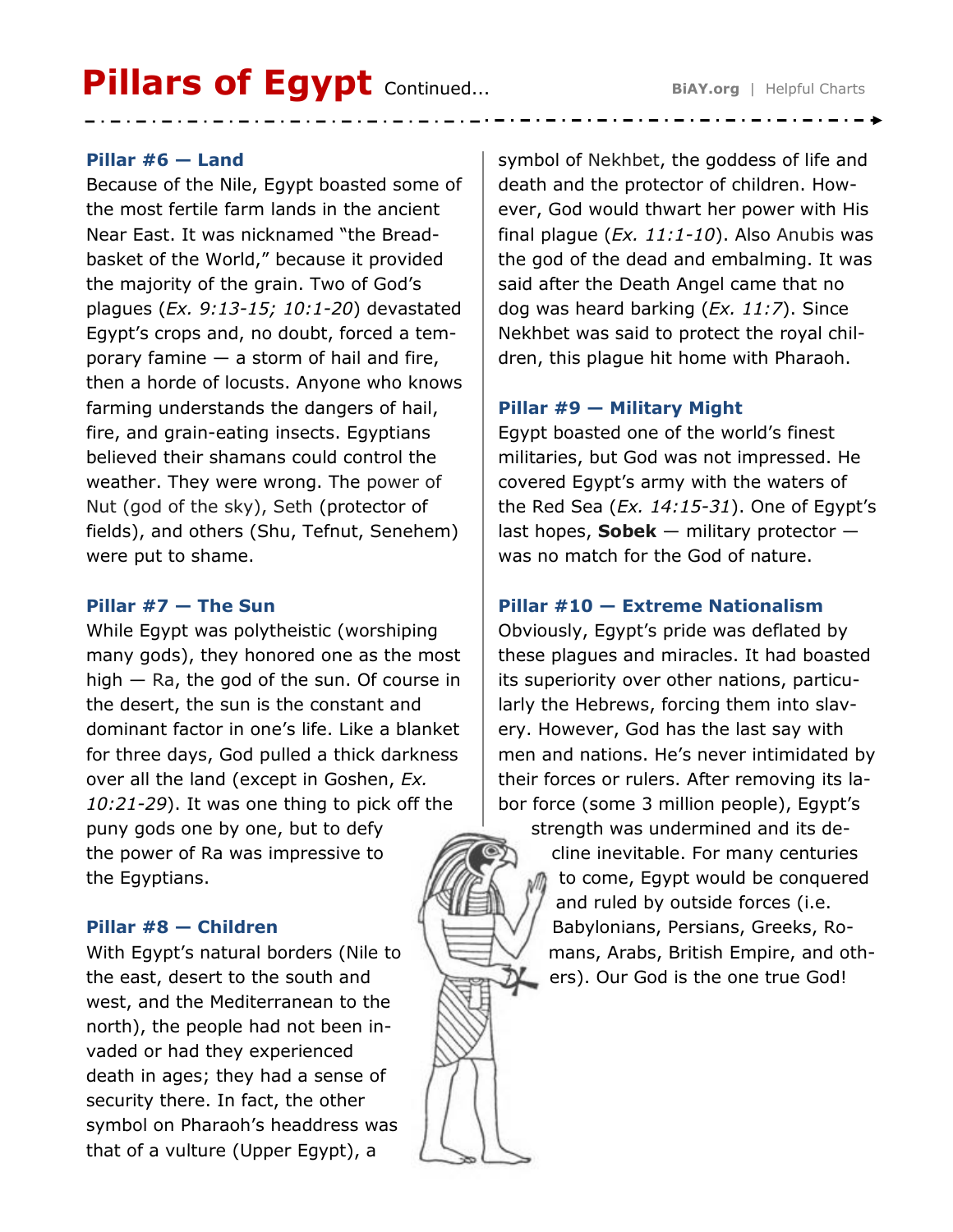# Pillars of Egypt Continued...

### Pillar #6 — Land

Because of the Nile, Egypt boasted some of the most fertile farm lands in the ancient Near East. It was nicknamed "the Breadbasket of the World," because it provided the majority of the grain. Two of God's plagues (*Ex. 9:13-15; 10:1-20*) devastated Egypt's crops and, no doubt, forced a temporary famine — a storm of hail and fire, then a horde of locusts. Anyone who knows farming understands the dangers of hail, fire, and grain-eating insects. Egyptians believed their shamans could control the weather. They were wrong. The power of Nut (god of the sky), Seth (protector of fields), and others (Shu, Tefnut, Senehem) were put to shame.

### Pillar #7 — The Sun

While Egypt was polytheistic (worshiping many gods), they honored one as the most high — Ra, the god of the sun. Of course in the desert, the sun is the constant and dominant factor in one's life. Like a blanket for three days, God pulled a thick darkness over all the land (except in Goshen, *Ex. 10:21-29*). It was one thing to pick off the puny gods one by one, but to defy the power of Ra was impressive to the Egyptians.

### Pillar #8 — Children

With Egypt's natural borders (Nile to the east, desert to the south and west, and the Mediterranean to the north), the people had not been invaded or had they experienced death in ages; they had a sense of security there. In fact, the other symbol on Pharaoh's headdress was that of a vulture (Upper Egypt), a symbol of Nekhbet, the goddess of life and death and the protector of children. However, God would thwart her power with His final plague (*Ex. 11:1-10*). Also Anubis was the god of the dead and embalming. It was said after the Death Angel came that no dog was heard barking (*Ex. 11:7*). Since Nekhbet was said to protect the royal children, this plague hit home with Pharaoh.

### Pillar #9 — Military Might

Egypt boasted one of the world's finest militaries, but God was not impressed. He covered Egypt's army with the waters of the Red Sea (*Ex. 14:15-31*). One of Egypt's last hopes, **Sobek** — military protector — was no match for the God of nature.

### Pillar #10 — Extreme Nationalism

Obviously, Egypt's pride was deflated by these plagues and miracles. It had boasted its superiority over other nations, particularly the Hebrews, forcing them into slavery. However, God has the last say with men and nations. He's never intimidated by their forces or rulers. After removing its labor force (some 3 million people), Egypt's strength was undermined and its decline inevitable. For many centuries to come, Egypt would be conquered and ruled by outside forces (i.e. Babylonians, Persians, Greeks, Romans, Arabs, British Empire, and others). Our God is the one true God!